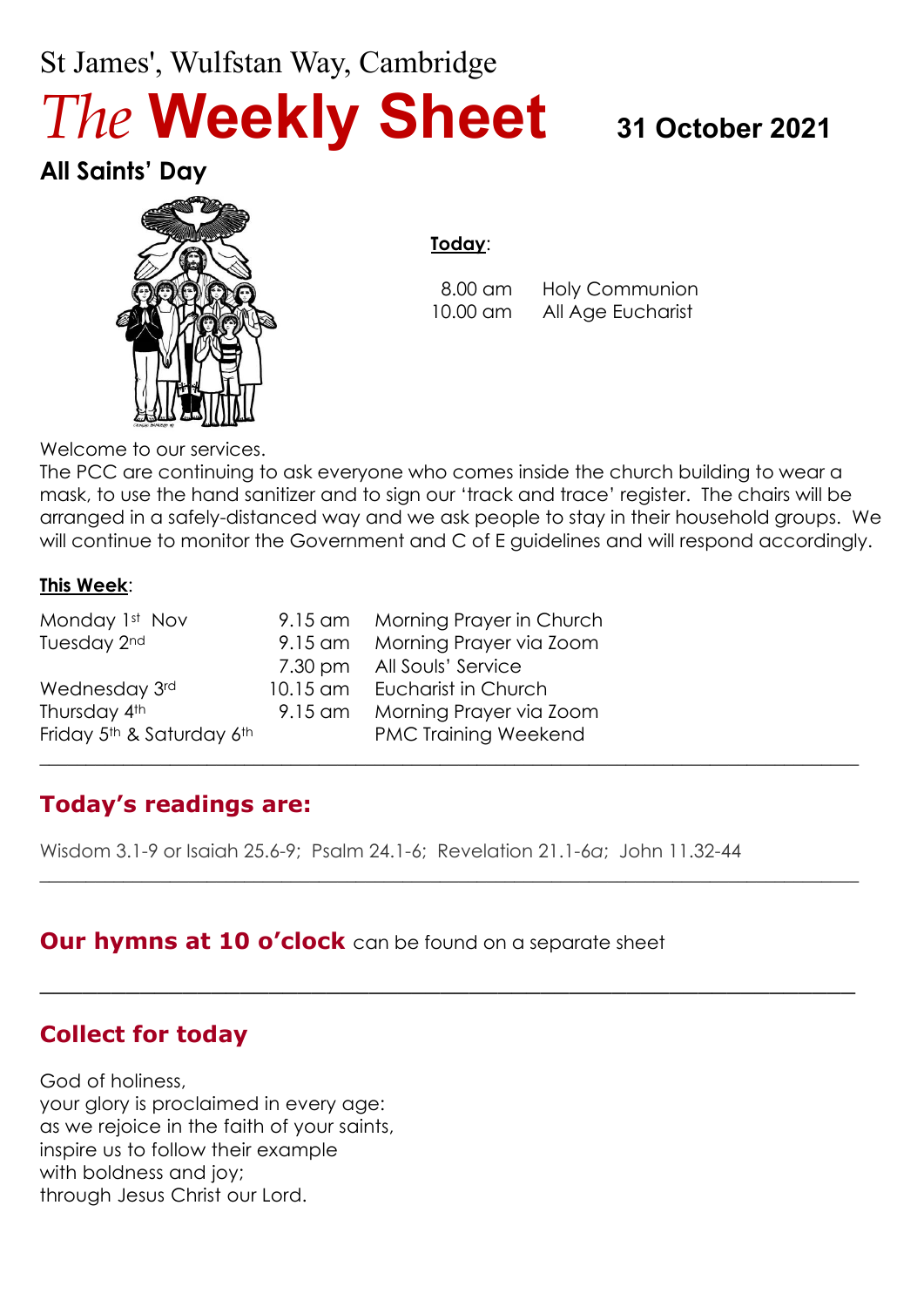St James', Wulfstan Way, Cambridge

# *The* **Weekly Sheet** 31 October 2021

## All Saints' Day

**Today**:

| | |
|---|---|
| 8.00 am | Holy Communion |
| 10.00 am | All Age Eucharist |

Welcome to our services.

The PCC are continuing to ask everyone who comes inside the church building to wear a mask, to use the hand sanitizer and to sign our 'track and trace' register. The chairs will be arranged in a safely-distanced way and we ask people to stay in their household groups. We will continue to monitor the Government and C of E guidelines and will respond accordingly.

**This Week**:

| | | |
|---|---|---|
| Monday 1st Nov | 9.15 am | Morning Prayer in Church |
| Tuesday 2nd | 9.15 am | Morning Prayer via Zoom |
| | 7.30 pm | All Souls' Service |
| Wednesday 3rd | 10.15 am | Eucharist in Church |
| Thursday 4th | 9.15 am | Morning Prayer via Zoom |
| Friday 5th & Saturday 6th | | PMC Training Weekend |

---

## Today's readings are:

Wisdom 3.1-9 or Isaiah 25.6-9; Psalm 24.1-6; Revelation 21.1-6a; John 11.32-44

---

## Our hymns at 10 o'clock can be found on a separate sheet

---

## Collect for today

God of holiness,
your glory is proclaimed in every age:
as we rejoice in the faith of your saints,
inspire us to follow their example
with boldness and joy;
through Jesus Christ our Lord.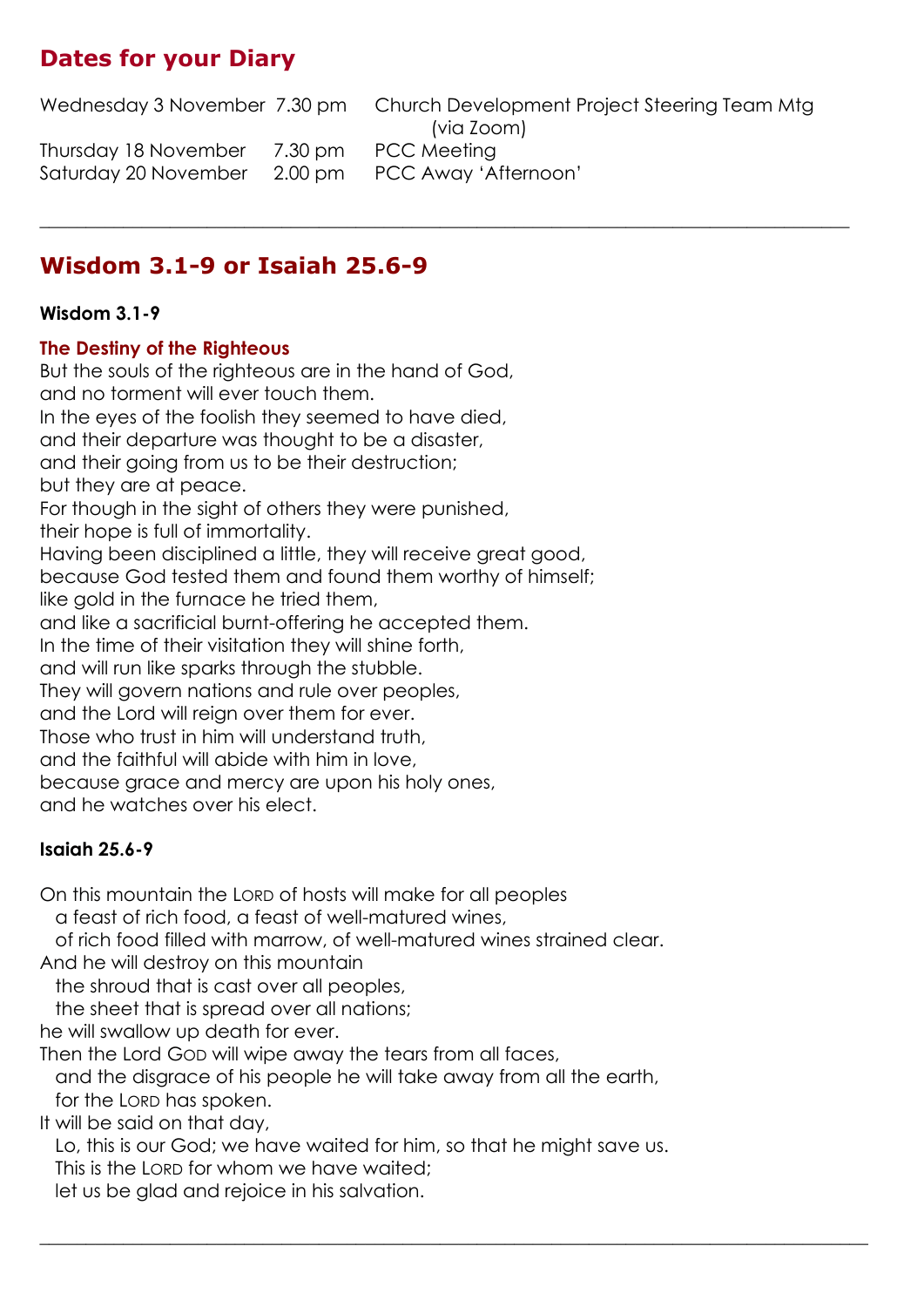## Dates for your Diary

| | | |
|---|---|---|
| Wednesday 3 November | 7.30 pm | Church Development Project Steering Team Mtg (via Zoom) |
| Thursday 18 November | 7.30 pm | PCC Meeting |
| Saturday 20 November | 2.00 pm | PCC Away 'Afternoon' |

---

## Wisdom 3.1-9 or Isaiah 25.6-9

**Wisdom 3.1-9**

**The Destiny of the Righteous**

But the souls of the righteous are in the hand of God,
and no torment will ever touch them.
In the eyes of the foolish they seemed to have died,
and their departure was thought to be a disaster,
and their going from us to be their destruction;
but they are at peace.
For though in the sight of others they were punished,
their hope is full of immortality.
Having been disciplined a little, they will receive great good,
because God tested them and found them worthy of himself;
like gold in the furnace he tried them,
and like a sacrificial burnt-offering he accepted them.
In the time of their visitation they will shine forth,
and will run like sparks through the stubble.
They will govern nations and rule over peoples,
and the Lord will reign over them for ever.
Those who trust in him will understand truth,
and the faithful will abide with him in love,
because grace and mercy are upon his holy ones,
and he watches over his elect.

**Isaiah 25.6-9**

On this mountain the LORD of hosts will make for all peoples
a feast of rich food, a feast of well-matured wines,
of rich food filled with marrow, of well-matured wines strained clear.
And he will destroy on this mountain
the shroud that is cast over all peoples,
the sheet that is spread over all nations;
he will swallow up death for ever.
Then the Lord GOD will wipe away the tears from all faces,
and the disgrace of his people he will take away from all the earth,
for the LORD has spoken.
It will be said on that day,
Lo, this is our God; we have waited for him, so that he might save us.
This is the LORD for whom we have waited;
let us be glad and rejoice in his salvation.

---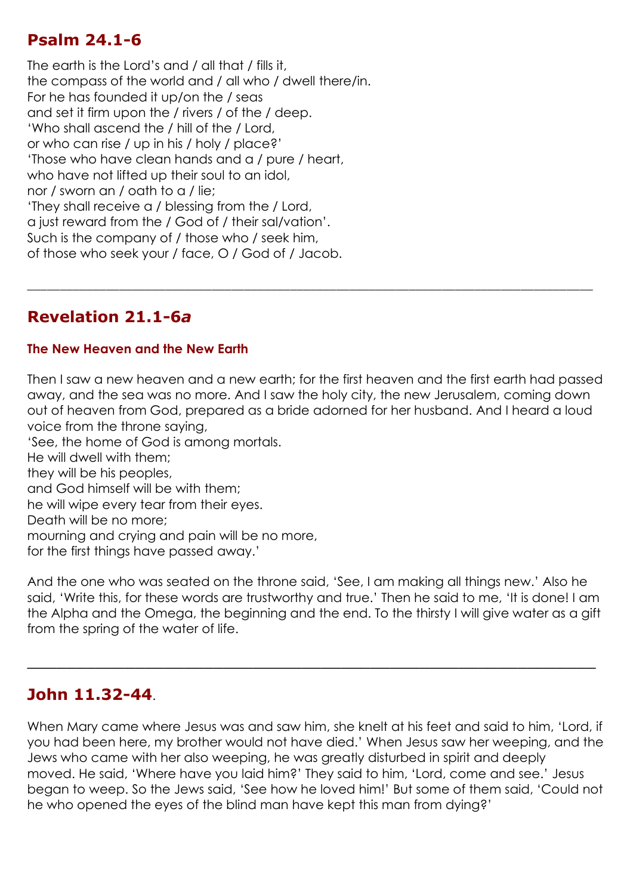## Psalm 24.1-6

The earth is the Lord's and / all that / fills it,
the compass of the world and / all who / dwell there/in.
For he has founded it up/on the / seas
and set it firm upon the / rivers / of the / deep.
'Who shall ascend the / hill of the / Lord,
or who can rise / up in his / holy / place?'
'Those who have clean hands and a / pure / heart,
who have not lifted up their soul to an idol,
nor / sworn an / oath to a / lie;
'They shall receive a / blessing from the / Lord,
a just reward from the / God of / their sal/vation'.
Such is the company of / those who / seek him,
of those who seek your / face, O / God of / Jacob.

---

## Revelation 21.1-6*a*

### The New Heaven and the New Earth

Then I saw a new heaven and a new earth; for the first heaven and the first earth had passed away, and the sea was no more. And I saw the holy city, the new Jerusalem, coming down out of heaven from God, prepared as a bride adorned for her husband. And I heard a loud voice from the throne saying,
'See, the home of God is among mortals.
He will dwell with them;
they will be his peoples,
and God himself will be with them;
he will wipe every tear from their eyes.
Death will be no more;
mourning and crying and pain will be no more,
for the first things have passed away.'

And the one who was seated on the throne said, 'See, I am making all things new.' Also he said, 'Write this, for these words are trustworthy and true.' Then he said to me, 'It is done! I am the Alpha and the Omega, the beginning and the end. To the thirsty I will give water as a gift from the spring of the water of life.

---

## John 11.32-44.

When Mary came where Jesus was and saw him, she knelt at his feet and said to him, 'Lord, if you had been here, my brother would not have died.' When Jesus saw her weeping, and the Jews who came with her also weeping, he was greatly disturbed in spirit and deeply moved. He said, 'Where have you laid him?' They said to him, 'Lord, come and see.' Jesus began to weep. So the Jews said, 'See how he loved him!' But some of them said, 'Could not he who opened the eyes of the blind man have kept this man from dying?'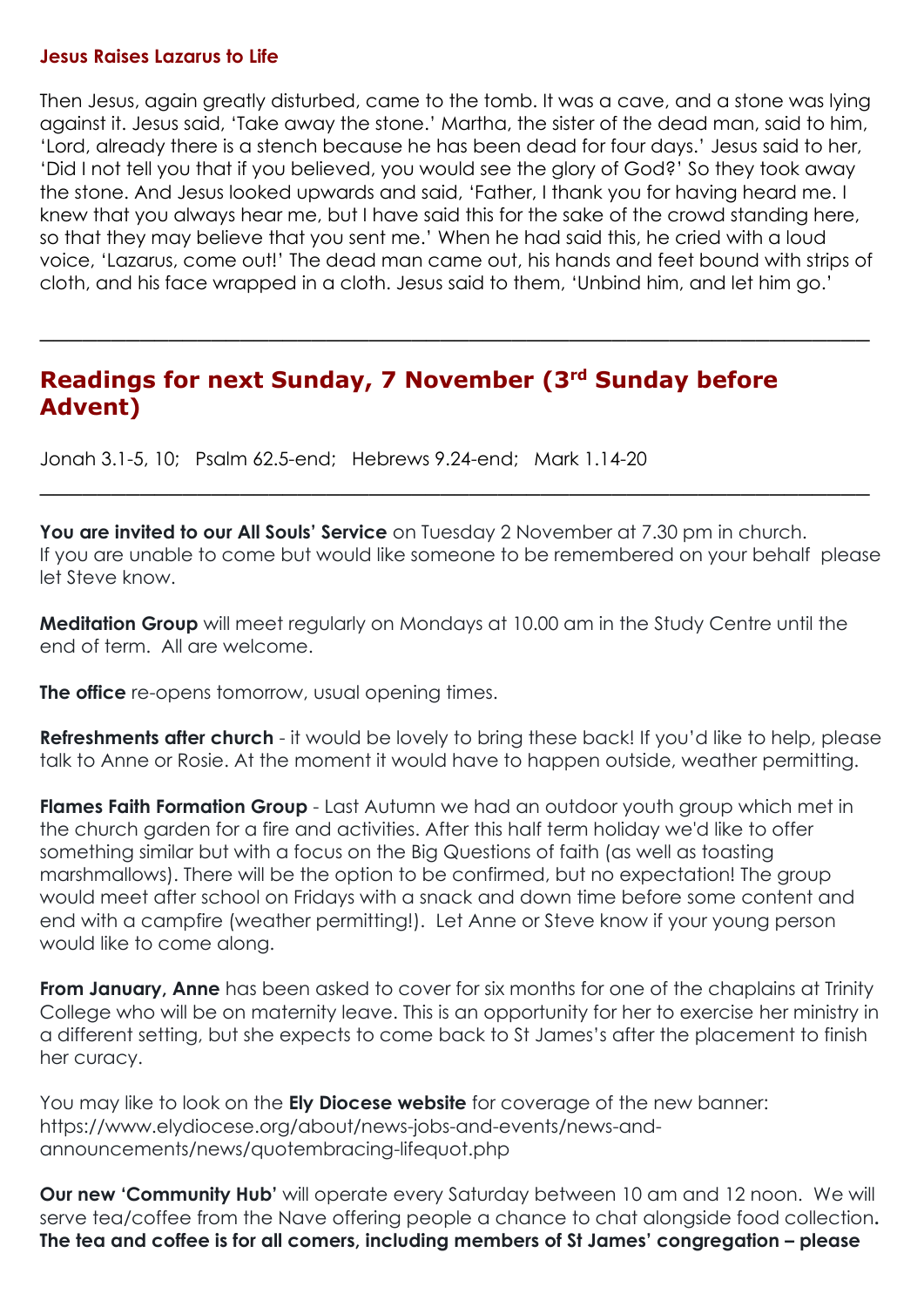### Jesus Raises Lazarus to Life

Then Jesus, again greatly disturbed, came to the tomb. It was a cave, and a stone was lying against it. Jesus said, 'Take away the stone.' Martha, the sister of the dead man, said to him, 'Lord, already there is a stench because he has been dead for four days.' Jesus said to her, 'Did I not tell you that if you believed, you would see the glory of God?' So they took away the stone. And Jesus looked upwards and said, 'Father, I thank you for having heard me. I knew that you always hear me, but I have said this for the sake of the crowd standing here, so that they may believe that you sent me.' When he had said this, he cried with a loud voice, 'Lazarus, come out!' The dead man came out, his hands and feet bound with strips of cloth, and his face wrapped in a cloth. Jesus said to them, 'Unbind him, and let him go.'

---

## Readings for next Sunday, 7 November (3rd Sunday before Advent)

Jonah 3.1-5, 10;   Psalm 62.5-end;   Hebrews 9.24-end;   Mark 1.14-20

---

**You are invited to our All Souls' Service** on Tuesday 2 November at 7.30 pm in church. If you are unable to come but would like someone to be remembered on your behalf please let Steve know.

**Meditation Group** will meet regularly on Mondays at 10.00 am in the Study Centre until the end of term. All are welcome.

**The office** re-opens tomorrow, usual opening times.

**Refreshments after church** - it would be lovely to bring these back! If you'd like to help, please talk to Anne or Rosie. At the moment it would have to happen outside, weather permitting.

**Flames Faith Formation Group** - Last Autumn we had an outdoor youth group which met in the church garden for a fire and activities. After this half term holiday we'd like to offer something similar but with a focus on the Big Questions of faith (as well as toasting marshmallows). There will be the option to be confirmed, but no expectation! The group would meet after school on Fridays with a snack and down time before some content and end with a campfire (weather permitting!). Let Anne or Steve know if your young person would like to come along.

**From January, Anne** has been asked to cover for six months for one of the chaplains at Trinity College who will be on maternity leave. This is an opportunity for her to exercise her ministry in a different setting, but she expects to come back to St James's after the placement to finish her curacy.

You may like to look on the **Ely Diocese website** for coverage of the new banner: https://www.elydiocese.org/about/news-jobs-and-events/news-and-announcements/news/quotembracing-lifequot.php

**Our new 'Community Hub'** will operate every Saturday between 10 am and 12 noon. We will serve tea/coffee from the Nave offering people a chance to chat alongside food collection. **The tea and coffee is for all comers, including members of St James' congregation – please**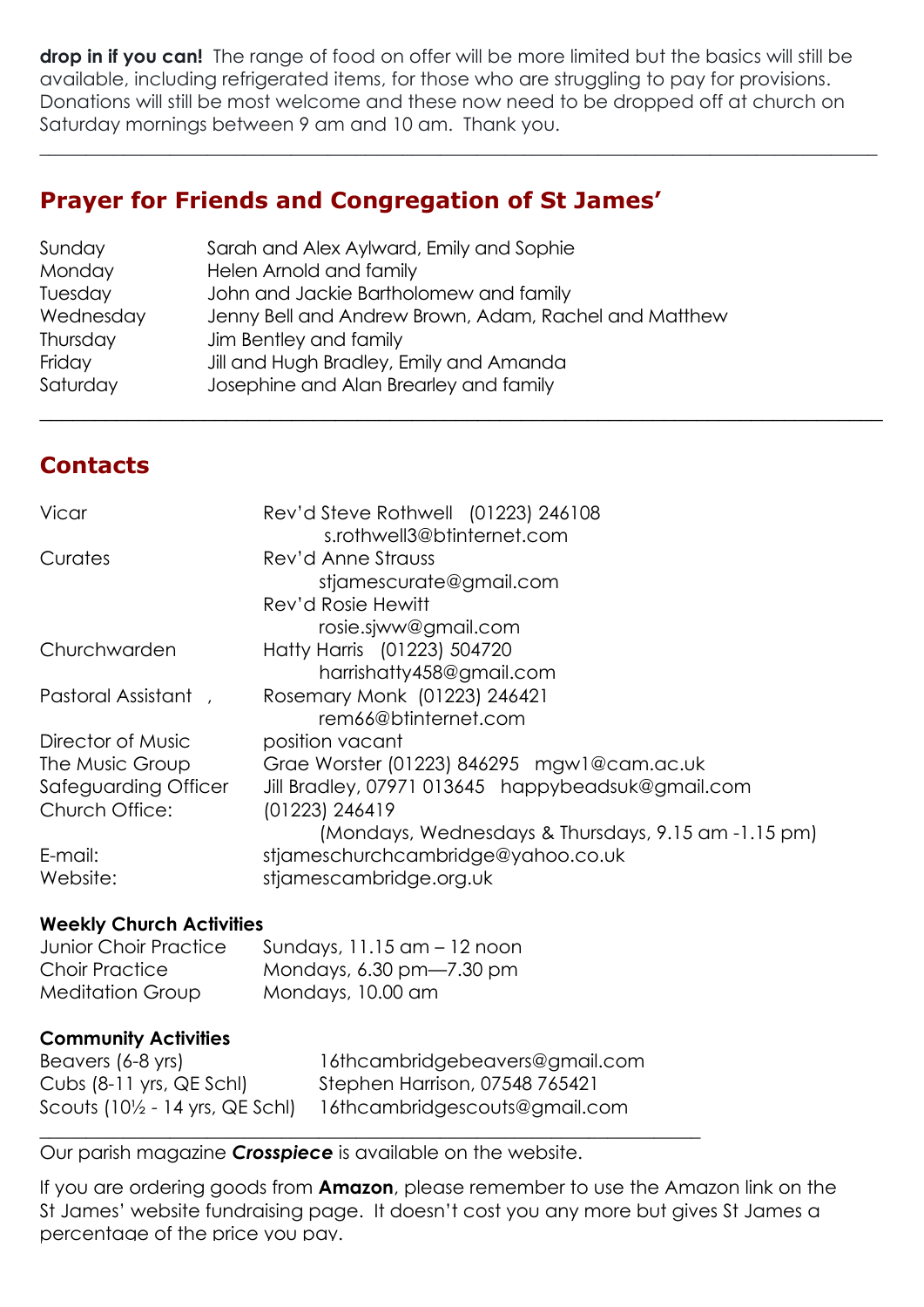**drop in if you can!** The range of food on offer will be more limited but the basics will still be available, including refrigerated items, for those who are struggling to pay for provisions. Donations will still be most welcome and these now need to be dropped off at church on Saturday mornings between 9 am and 10 am. Thank you.

---

## Prayer for Friends and Congregation of St James'

| | |
|---|---|
| Sunday | Sarah and Alex Aylward, Emily and Sophie |
| Monday | Helen Arnold and family |
| Tuesday | John and Jackie Bartholomew and family |
| Wednesday | Jenny Bell and Andrew Brown, Adam, Rachel and Matthew |
| Thursday | Jim Bentley and family |
| Friday | Jill and Hugh Bradley, Emily and Amanda |
| Saturday | Josephine and Alan Brearley and family |

---

## Contacts

| | |
|---|---|
| Vicar | Rev'd Steve Rothwell (01223) 246108 s.rothwell3@btinternet.com |
| Curates | Rev'd Anne Strauss stjamescurate@gmail.com |
| | Rev'd Rosie Hewitt rosie.sjww@gmail.com |
| Churchwarden | Hatty Harris (01223) 504720 harrishatty458@gmail.com |
| Pastoral Assistant , | Rosemary Monk (01223) 246421 rem66@btinternet.com |
| Director of Music | position vacant |
| The Music Group | Grae Worster (01223) 846295 mgw1@cam.ac.uk |
| Safeguarding Officer | Jill Bradley, 07971 013645 happybeadsuk@gmail.com |
| Church Office: | (01223) 246419 (Mondays, Wednesdays & Thursdays, 9.15 am -1.15 pm) |
| E-mail: | stjameschurchcambridge@yahoo.co.uk |
| Website: | stjamescambridge.org.uk |

**Weekly Church Activities**

| | |
|---|---|
| Junior Choir Practice | Sundays, 11.15 am – 12 noon |
| Choir Practice | Mondays, 6.30 pm—7.30 pm |
| Meditation Group | Mondays, 10.00 am |

**Community Activities**

| | |
|---|---|
| Beavers (6-8 yrs) | 16thcambridgebeavers@gmail.com |
| Cubs (8-11 yrs, QE Schl) | Stephen Harrison, 07548 765421 |
| Scouts (10½ - 14 yrs, QE Schl) | 16thcambridgescouts@gmail.com |

---

Our parish magazine ***Crosspiece*** is available on the website.

If you are ordering goods from **Amazon**, please remember to use the Amazon link on the St James' website fundraising page. It doesn't cost you any more but gives St James a percentage of the price you pay.